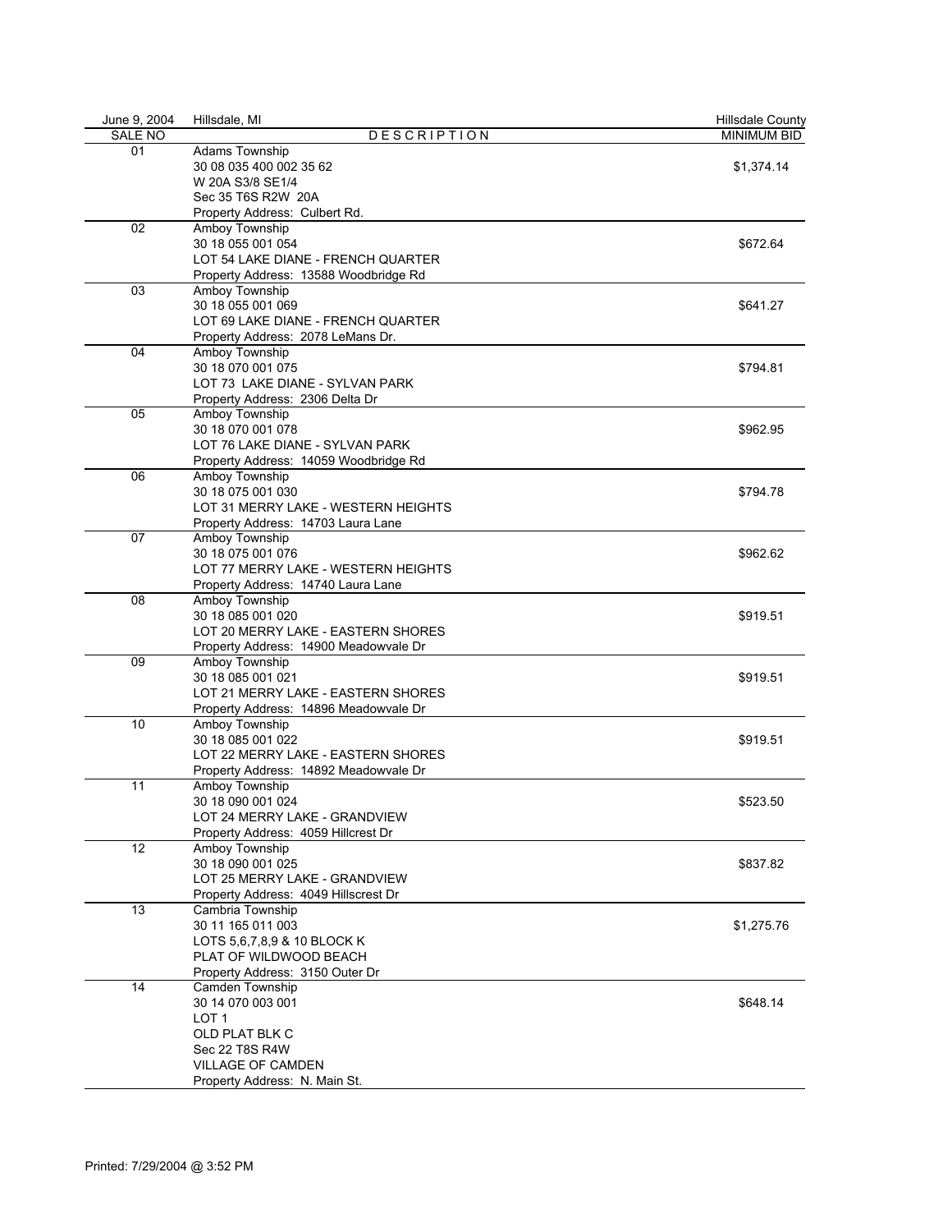June 9, 2004 Hillsdale, MI Hillsdale County

| SALE NO | DESCRIPTION | MINIMUM BID |
| --- | --- | --- |
| 01 | Adams Township<br>30 08 035 400 002 35 62<br>W 20A S3/8 SE1/4<br>Sec 35 T6S R2W 20A<br>Property Address: Culbert Rd. | $1,374.14 |
| 02 | Amboy Township<br>30 18 055 001 054<br>LOT 54 LAKE DIANE - FRENCH QUARTER<br>Property Address: 13588 Woodbridge Rd | $672.64 |
| 03 | Amboy Township<br>30 18 055 001 069<br>LOT 69 LAKE DIANE - FRENCH QUARTER<br>Property Address: 2078 LeMans Dr. | $641.27 |
| 04 | Amboy Township<br>30 18 070 001 075<br>LOT 73 LAKE DIANE - SYLVAN PARK<br>Property Address: 2306 Delta Dr | $794.81 |
| 05 | Amboy Township<br>30 18 070 001 078<br>LOT 76 LAKE DIANE - SYLVAN PARK<br>Property Address: 14059 Woodbridge Rd | $962.95 |
| 06 | Amboy Township<br>30 18 075 001 030<br>LOT 31 MERRY LAKE - WESTERN HEIGHTS<br>Property Address: 14703 Laura Lane | $794.78 |
| 07 | Amboy Township<br>30 18 075 001 076<br>LOT 77 MERRY LAKE - WESTERN HEIGHTS<br>Property Address: 14740 Laura Lane | $962.62 |
| 08 | Amboy Township<br>30 18 085 001 020<br>LOT 20 MERRY LAKE - EASTERN SHORES<br>Property Address: 14900 Meadowvale Dr | $919.51 |
| 09 | Amboy Township<br>30 18 085 001 021<br>LOT 21 MERRY LAKE - EASTERN SHORES<br>Property Address: 14896 Meadowvale Dr | $919.51 |
| 10 | Amboy Township<br>30 18 085 001 022<br>LOT 22 MERRY LAKE - EASTERN SHORES<br>Property Address: 14892 Meadowvale Dr | $919.51 |
| 11 | Amboy Township<br>30 18 090 001 024<br>LOT 24 MERRY LAKE - GRANDVIEW<br>Property Address: 4059 Hillcrest Dr | $523.50 |
| 12 | Amboy Township<br>30 18 090 001 025<br>LOT 25 MERRY LAKE - GRANDVIEW<br>Property Address: 4049 Hillcrest Dr | $837.82 |
| 13 | Cambria Township<br>30 11 165 011 003<br>LOTS 5,6,7,8,9 & 10 BLOCK K<br>PLAT OF WILDWOOD BEACH<br>Property Address: 3150 Outer Dr | $1,275.76 |
| 14 | Camden Township<br>30 14 070 003 001<br>LOT 1<br>OLD PLAT BLK C<br>Sec 22 T8S R4W<br>VILLAGE OF CAMDEN<br>Property Address: N. Main St. | $648.14 |

Printed: 7/29/2004 @ 3:52 PM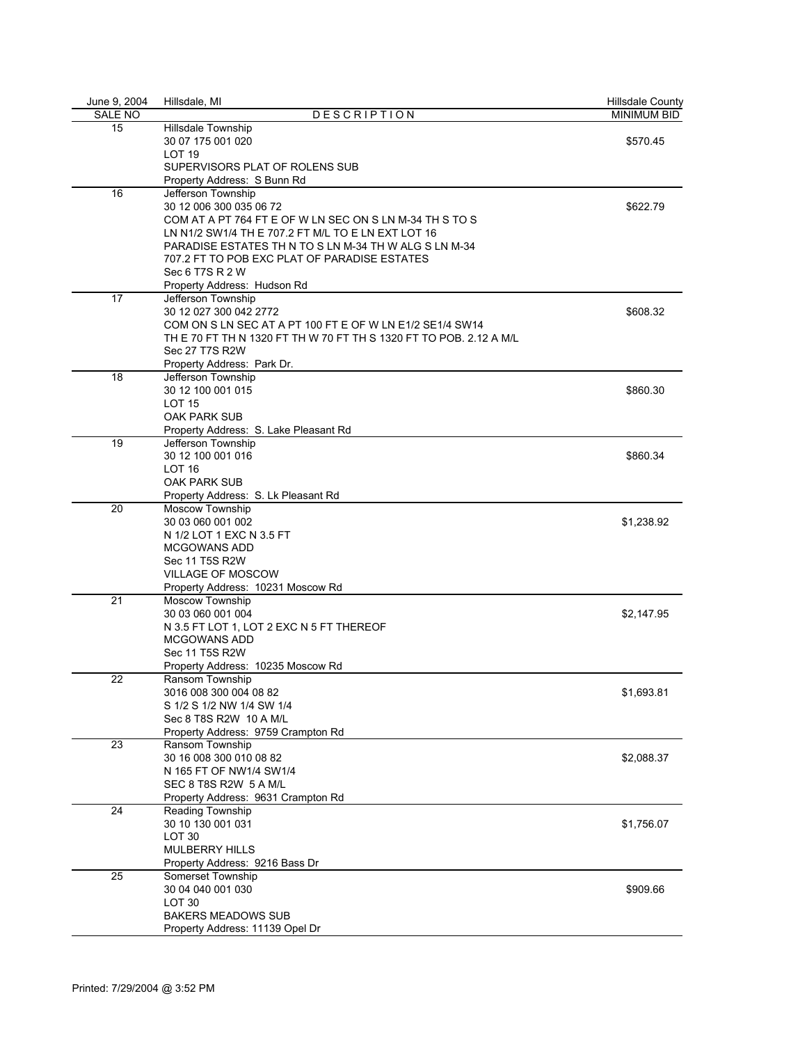June 9, 2004 | Hillsdale, MI | Hillsdale County

| SALE NO | DESCRIPTION | MINIMUM BID |
|---|---|---|
| 15 | Hillsdale Township<br>30 07 175 001 020<br>LOT 19<br>SUPERVISORS PLAT OF ROLENS SUB<br>Property Address: S Bunn Rd | $570.45 |
| 16 | Jefferson Township<br>30 12 006 300 035 06 72<br>COM AT A PT 764 FT E OF W LN SEC ON S LN M-34 TH S TO S LN N1/2 SW1/4 TH E 707.2 FT M/L TO E LN EXT LOT 16 PARADISE ESTATES TH N TO S LN M-34 TH W ALG S LN M-34 707.2 FT TO POB EXC PLAT OF PARADISE ESTATES<br>Sec 6 T7S R 2 W<br>Property Address: Hudson Rd | $622.79 |
| 17 | Jefferson Township<br>30 12 027 300 042 2772<br>COM ON S LN SEC AT A PT 100 FT E OF W LN E1/2 SE1/4 SW14 TH E 70 FT TH N 1320 FT TH W 70 FT TH S 1320 FT TO POB. 2.12 A M/L<br>Sec 27 T7S R2W<br>Property Address: Park Dr. | $608.32 |
| 18 | Jefferson Township<br>30 12 100 001 015<br>LOT 15<br>OAK PARK SUB<br>Property Address: S. Lake Pleasant Rd | $860.30 |
| 19 | Jefferson Township<br>30 12 100 001 016<br>LOT 16<br>OAK PARK SUB<br>Property Address: S. Lk Pleasant Rd | $860.34 |
| 20 | Moscow Township<br>30 03 060 001 002<br>N 1/2 LOT 1 EXC N 3.5 FT<br>MCGOWANS ADD<br>Sec 11 T5S R2W<br>VILLAGE OF MOSCOW<br>Property Address: 10231 Moscow Rd | $1,238.92 |
| 21 | Moscow Township<br>30 03 060 001 004<br>N 3.5 FT LOT 1, LOT 2 EXC N 5 FT THEREOF<br>MCGOWANS ADD<br>Sec 11 T5S R2W<br>Property Address: 10235 Moscow Rd | $2,147.95 |
| 22 | Ransom Township<br>3016 008 300 004 08 82<br>S 1/2 S 1/2 NW 1/4 SW 1/4<br>Sec 8 T8S R2W 10 A M/L<br>Property Address: 9759 Crampton Rd | $1,693.81 |
| 23 | Ransom Township<br>30 16 008 300 010 08 82<br>N 165 FT OF NW1/4 SW1/4<br>SEC 8 T8S R2W 5 A M/L<br>Property Address: 9631 Crampton Rd | $2,088.37 |
| 24 | Reading Township<br>30 10 130 001 031<br>LOT 30<br>MULBERRY HILLS<br>Property Address: 9216 Bass Dr | $1,756.07 |
| 25 | Somerset Township<br>30 04 040 001 030<br>LOT 30<br>BAKERS MEADOWS SUB<br>Property Address: 11139 Opel Dr | $909.66 |

Printed: 7/29/2004 @ 3:52 PM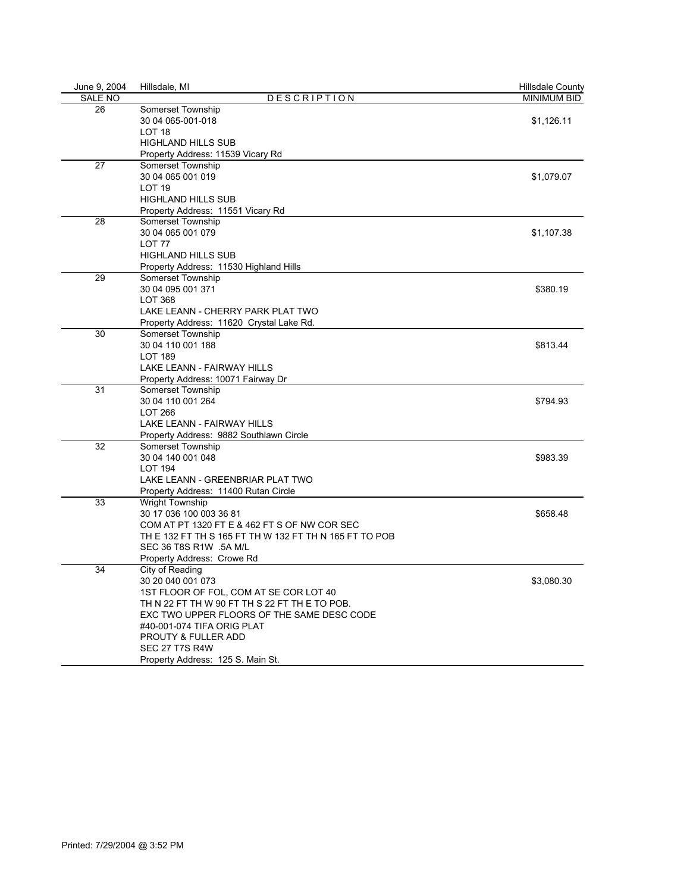| SALE NO | DESCRIPTION | MINIMUM BID |
|---|---|---|
| 26 | Somerset Township<br>30 04 065-001-018<br>LOT 18<br>HIGHLAND HILLS SUB<br>Property Address: 11539 Vicary Rd | $1,126.11 |
| 27 | Somerset Township<br>30 04 065 001 019<br>LOT 19<br>HIGHLAND HILLS SUB<br>Property Address: 11551 Vicary Rd | $1,079.07 |
| 28 | Somerset Township<br>30 04 065 001 079<br>LOT 77<br>HIGHLAND HILLS SUB<br>Property Address: 11530 Highland Hills | $1,107.38 |
| 29 | Somerset Township<br>30 04 095 001 371<br>LOT 368<br>LAKE LEANN - CHERRY PARK PLAT TWO<br>Property Address: 11620 Crystal Lake Rd. | $380.19 |
| 30 | Somerset Township<br>30 04 110 001 188<br>LOT 189<br>LAKE LEANN - FAIRWAY HILLS<br>Property Address: 10071 Fairway Dr | $813.44 |
| 31 | Somerset Township<br>30 04 110 001 264<br>LOT 266<br>LAKE LEANN - FAIRWAY HILLS<br>Property Address: 9882 Southlawn Circle | $794.93 |
| 32 | Somerset Township<br>30 04 140 001 048<br>LOT 194<br>LAKE LEANN - GREENBRIAR PLAT TWO<br>Property Address: 11400 Rutan Circle | $983.39 |
| 33 | Wright Township<br>30 17 036 100 003 36 81<br>COM AT PT 1320 FT E & 462 FT S OF NW COR SEC<br>TH E 132 FT TH S 165 FT TH W 132 FT TH N 165 FT TO POB<br>SEC 36 T8S R1W .5A M/L<br>Property Address: Crowe Rd | $658.48 |
| 34 | City of Reading<br>30 20 040 001 073<br>1ST FLOOR OF FOL, COM AT SE COR LOT 40<br>TH N 22 FT TH W 90 FT TH S 22 FT TH E TO POB.<br>EXC TWO UPPER FLOORS OF THE SAME DESC CODE<br>#40-001-074 TIFA ORIG PLAT<br>PROUTY & FULLER ADD<br>SEC 27 T7S R4W<br>Property Address: 125 S. Main St. | $3,080.30 |